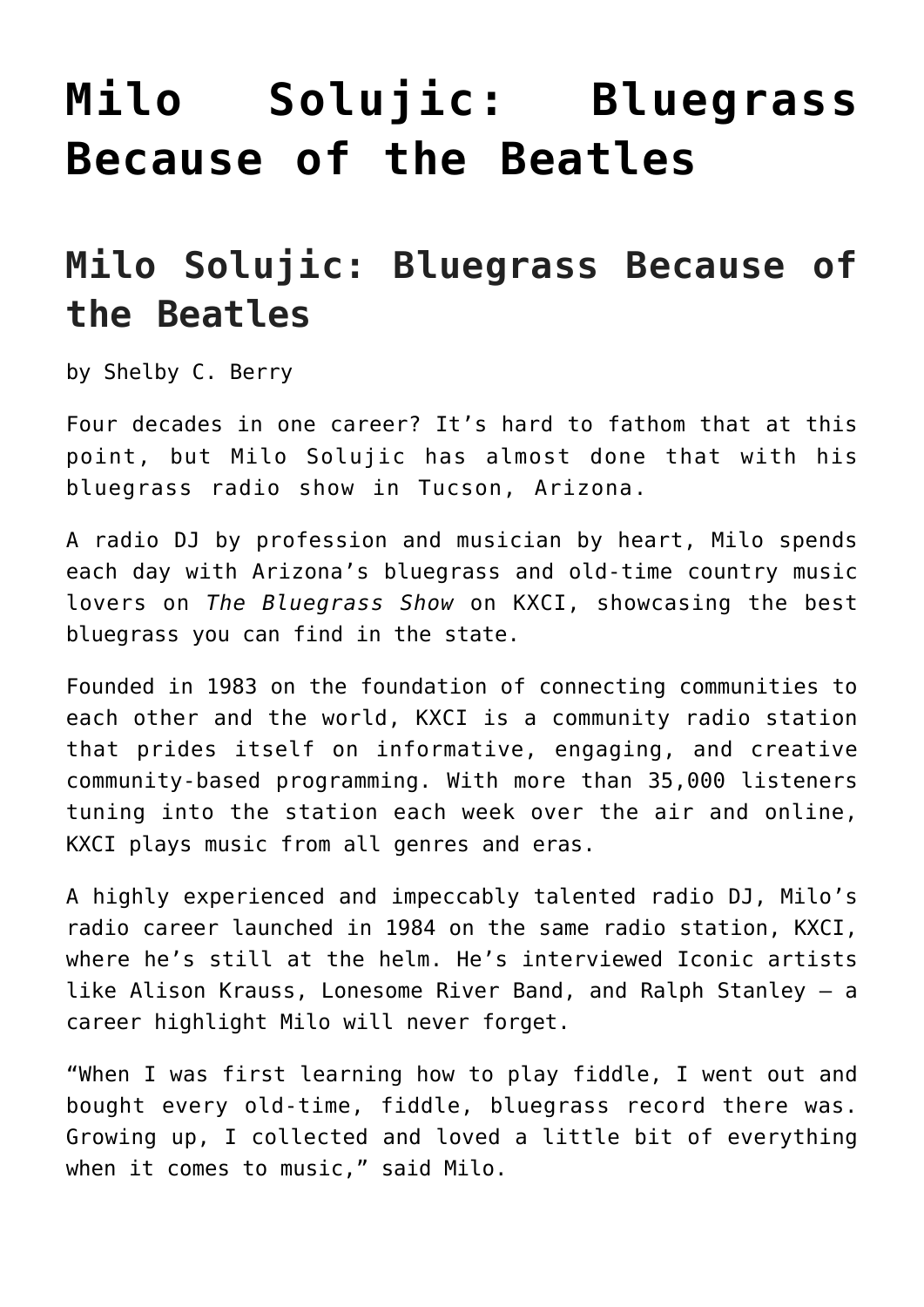# Milo Solujic: Bluegrass Because of the Beatles

## Milo Solujic: Bluegrass Because of the Beatles

by Shelby C. Berry

Four decades in one career? It's hard to fathom that at this point, but Milo Solujic has almost done that with his bluegrass radio show in Tucson, Arizona.

A radio DJ by profession and musician by heart, Milo spends each day with Arizona's bluegrass and old-time country music lovers on *The Bluegrass Show* on KXCI, showcasing the best bluegrass you can find in the state.

Founded in 1983 on the foundation of connecting communities to each other and the world, KXCI is a community radio station that prides itself on informative, engaging, and creative community-based programming. With more than 35,000 listeners tuning into the station each week over the air and online, KXCI plays music from all genres and eras.

A highly experienced and impeccably talented radio DJ, Milo's radio career launched in 1984 on the same radio station, KXCI, where he's still at the helm. He's interviewed Iconic artists like Alison Krauss, Lonesome River Band, and Ralph Stanley – a career highlight Milo will never forget.

"When I was first learning how to play fiddle, I went out and bought every old-time, fiddle, bluegrass record there was. Growing up, I collected and loved a little bit of everything when it comes to music," said Milo.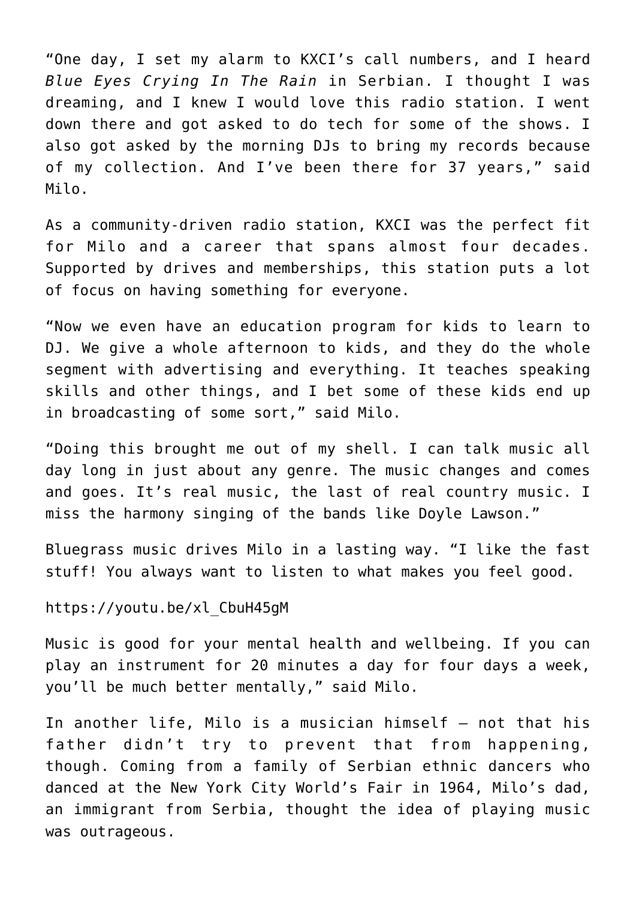"One day, I set my alarm to KXCI's call numbers, and I heard *Blue Eyes Crying In The Rain* in Serbian. I thought I was dreaming, and I knew I would love this radio station. I went down there and got asked to do tech for some of the shows. I also got asked by the morning DJs to bring my records because of my collection. And I've been there for 37 years," said Milo.

As a community-driven radio station, KXCI was the perfect fit for Milo and a career that spans almost four decades. Supported by drives and memberships, this station puts a lot of focus on having something for everyone.

"Now we even have an education program for kids to learn to DJ. We give a whole afternoon to kids, and they do the whole segment with advertising and everything. It teaches speaking skills and other things, and I bet some of these kids end up in broadcasting of some sort," said Milo.

"Doing this brought me out of my shell. I can talk music all day long in just about any genre. The music changes and comes and goes. It's real music, the last of real country music. I miss the harmony singing of the bands like Doyle Lawson."

Bluegrass music drives Milo in a lasting way. "I like the fast stuff! You always want to listen to what makes you feel good.

https://youtu.be/xl_CbuH45gM

Music is good for your mental health and wellbeing. If you can play an instrument for 20 minutes a day for four days a week, you'll be much better mentally," said Milo.

In another life, Milo is a musician himself – not that his father didn't try to prevent that from happening, though. Coming from a family of Serbian ethnic dancers who danced at the New York City World's Fair in 1964, Milo's dad, an immigrant from Serbia, thought the idea of playing music was outrageous.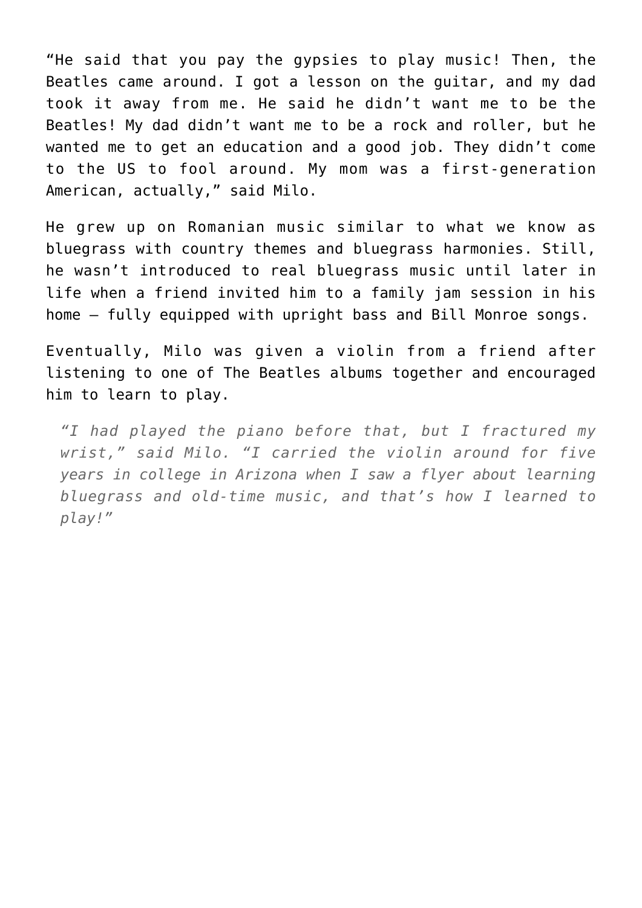"He said that you pay the gypsies to play music! Then, the Beatles came around. I got a lesson on the guitar, and my dad took it away from me. He said he didn't want me to be the Beatles! My dad didn't want me to be a rock and roller, but he wanted me to get an education and a good job. They didn't come to the US to fool around. My mom was a first-generation American, actually," said Milo.

He grew up on Romanian music similar to what we know as bluegrass with country themes and bluegrass harmonies. Still, he wasn't introduced to real bluegrass music until later in life when a friend invited him to a family jam session in his home – fully equipped with upright bass and Bill Monroe songs.

Eventually, Milo was given a violin from a friend after listening to one of The Beatles albums together and encouraged him to learn to play.

> *"I had played the piano before that, but I fractured my wrist," said Milo. "I carried the violin around for five years in college in Arizona when I saw a flyer about learning bluegrass and old-time music, and that's how I learned to play!"*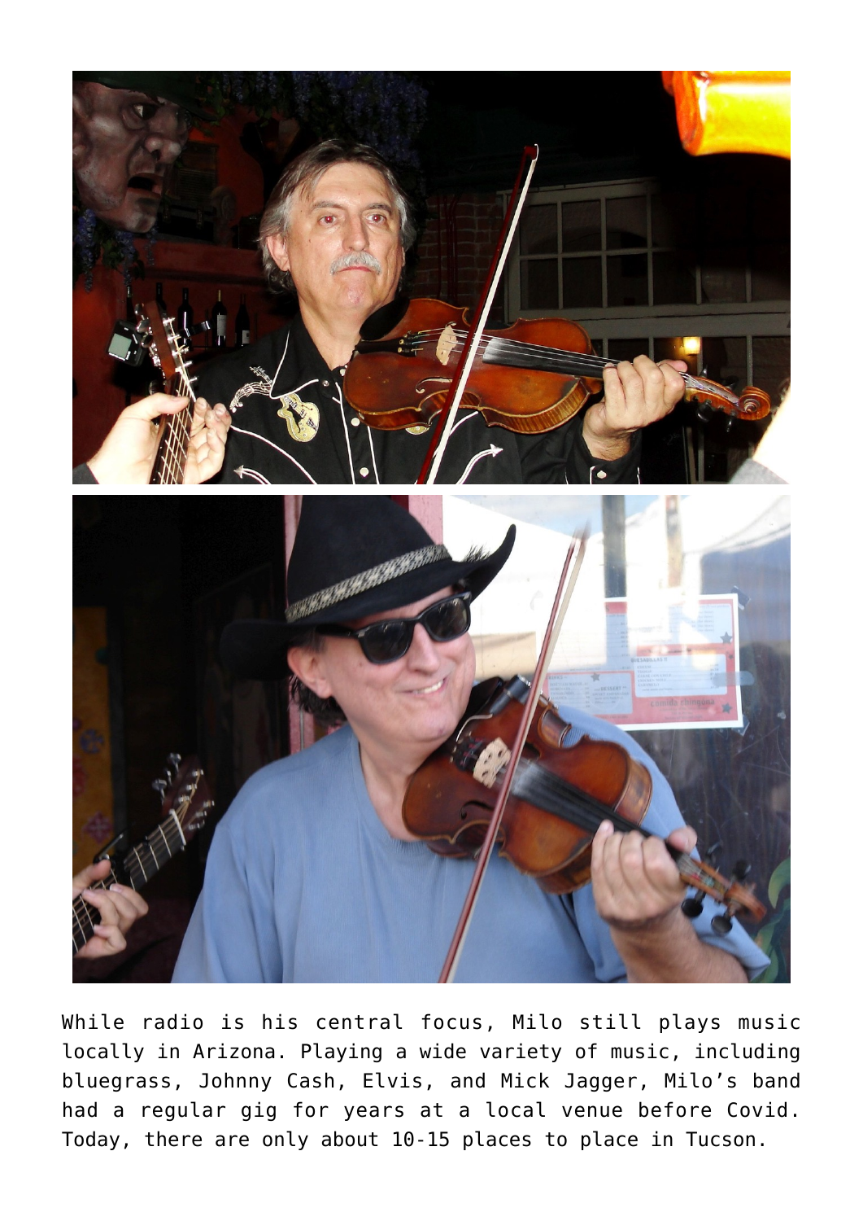While radio is his central focus, Milo still plays music locally in Arizona. Playing a wide variety of music, including bluegrass, Johnny Cash, Elvis, and Mick Jagger, Milo's band had a regular gig for years at a local venue before Covid. Today, there are only about 10-15 places to place in Tucson.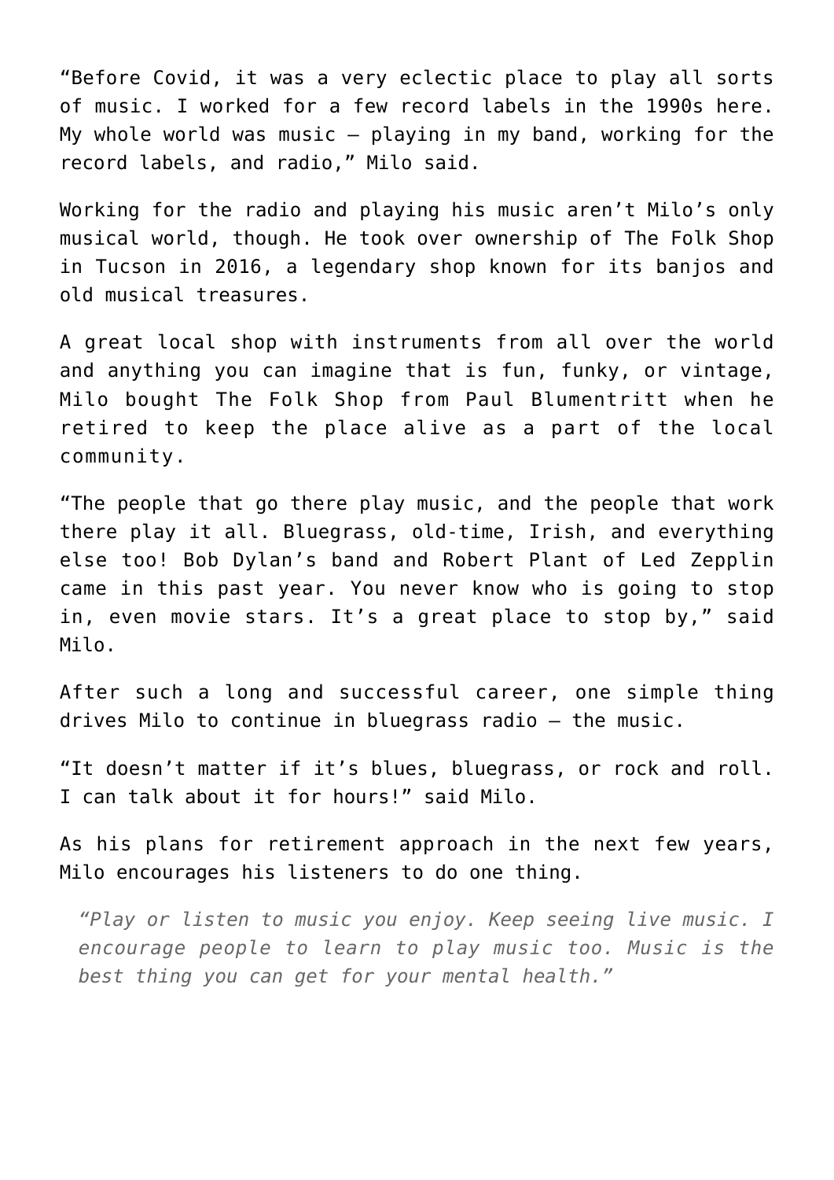"Before Covid, it was a very eclectic place to play all sorts of music. I worked for a few record labels in the 1990s here. My whole world was music – playing in my band, working for the record labels, and radio," Milo said.

Working for the radio and playing his music aren't Milo's only musical world, though. He took over ownership of The Folk Shop in Tucson in 2016, a legendary shop known for its banjos and old musical treasures.

A great local shop with instruments from all over the world and anything you can imagine that is fun, funky, or vintage, Milo bought The Folk Shop from Paul Blumentritt when he retired to keep the place alive as a part of the local community.

"The people that go there play music, and the people that work there play it all. Bluegrass, old-time, Irish, and everything else too! Bob Dylan's band and Robert Plant of Led Zepplin came in this past year. You never know who is going to stop in, even movie stars. It's a great place to stop by," said Milo.

After such a long and successful career, one simple thing drives Milo to continue in bluegrass radio – the music.

"It doesn't matter if it's blues, bluegrass, or rock and roll. I can talk about it for hours!" said Milo.

As his plans for retirement approach in the next few years, Milo encourages his listeners to do one thing.

> *"Play or listen to music you enjoy. Keep seeing live music. I encourage people to learn to play music too. Music is the best thing you can get for your mental health."*